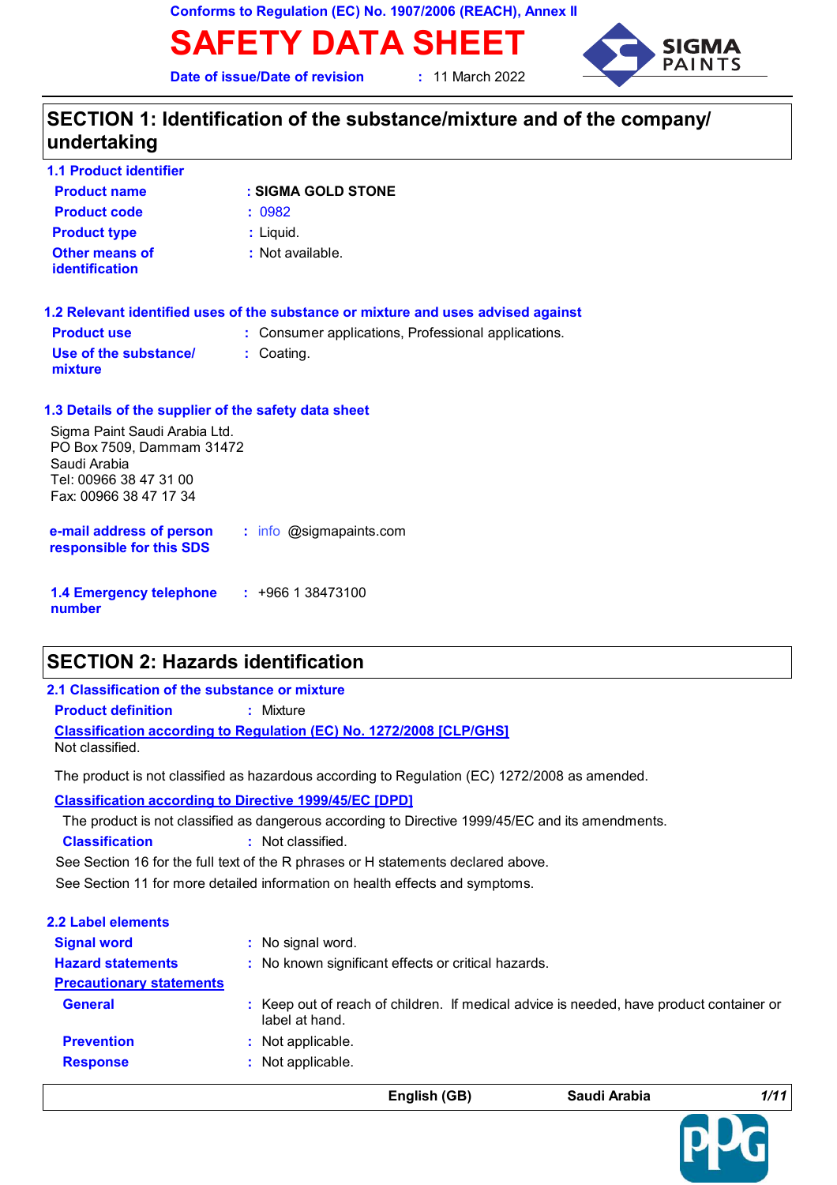Conforms to Regulation (EC) No. 1907/2006 (REACH), Annex II

# SAFETY DATA SHEET

**Date of issue/Date of revision** : 11 March 2022

## SECTION 1: Identification of the substance/mixture and of the company/ undertaking

### 1.1 Product identifier

**Product name** : **SIGMA GOLD STONE**

**Product code** : 0982

**Product type** : Liquid.

**Other means of identification** : Not available.

### 1.2 Relevant identified uses of the substance or mixture and uses advised against

**Product use** : Consumer applications, Professional applications.

**Use of the substance/ mixture** : Coating.

### 1.3 Details of the supplier of the safety data sheet

Sigma Paint Saudi Arabia Ltd.
PO Box 7509, Dammam 31472
Saudi Arabia
Tel: 00966 38 47 31 00
Fax: 00966 38 47 17 34

**e-mail address of person responsible for this SDS** : info @sigmapaints.com

### 1.4 Emergency telephone number

: +966 1 38473100

## SECTION 2: Hazards identification

### 2.1 Classification of the substance or mixture

**Product definition** : Mixture

**Classification according to Regulation (EC) No. 1272/2008 [CLP/GHS]**

Not classified.

The product is not classified as hazardous according to Regulation (EC) 1272/2008 as amended.

**Classification according to Directive 1999/45/EC [DPD]**

The product is not classified as dangerous according to Directive 1999/45/EC and its amendments.

**Classification** : Not classified.

See Section 16 for the full text of the R phrases or H statements declared above.

See Section 11 for more detailed information on health effects and symptoms.

### 2.2 Label elements

**Signal word** : No signal word.

**Hazard statements** : No known significant effects or critical hazards.

**Precautionary statements**

**General** : Keep out of reach of children. If medical advice is needed, have product container or label at hand.

**Prevention** : Not applicable.

**Response** : Not applicable.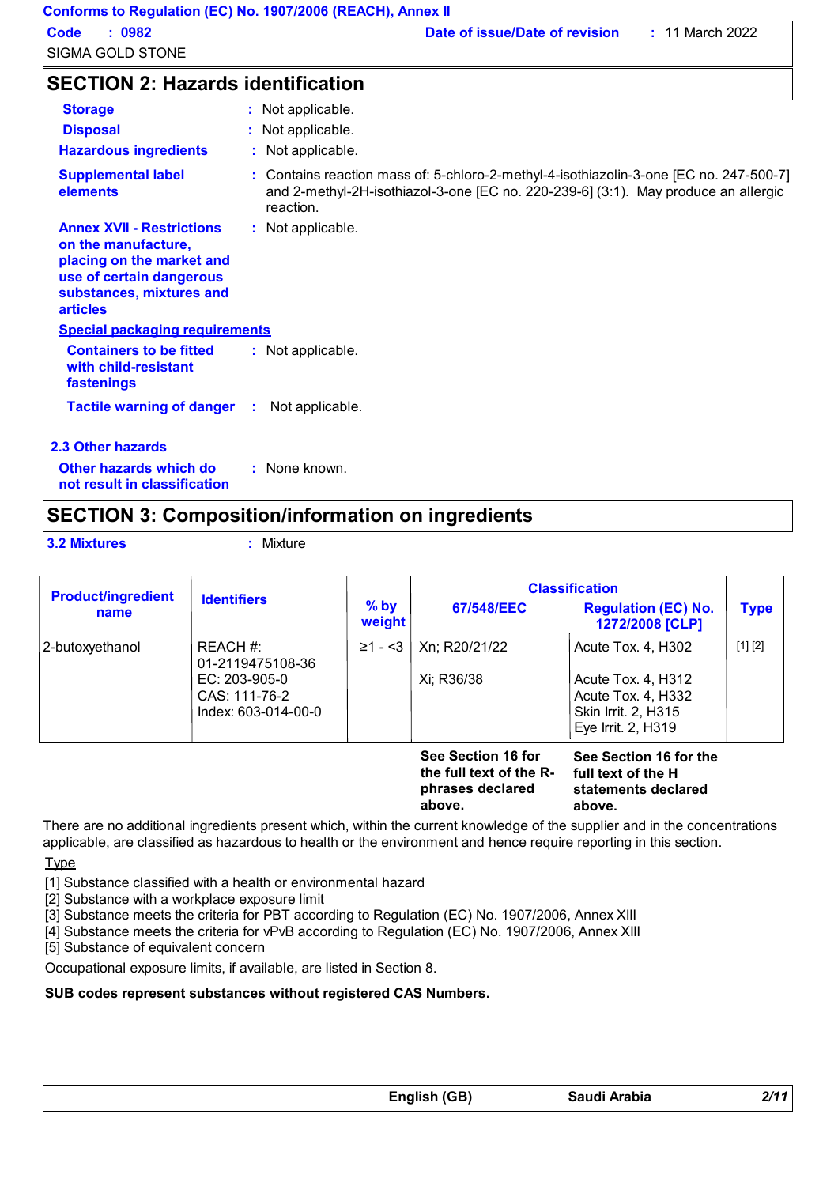## SECTION 2: Hazards identification

**Storage** : Not applicable.

**Disposal** : Not applicable.

**Hazardous ingredients** : Not applicable.

**Supplemental label elements** : Contains reaction mass of: 5-chloro-2-methyl-4-isothiazolin-3-one [EC no. 247-500-7] and 2-methyl-2H-isothiazol-3-one [EC no. 220-239-6] (3:1). May produce an allergic reaction.

**Annex XVII - Restrictions on the manufacture, placing on the market and use of certain dangerous substances, mixtures and articles** : Not applicable.

**Special packaging requirements**

**Containers to be fitted with child-resistant fastenings** : Not applicable.

**Tactile warning of danger** : Not applicable.

### 2.3 Other hazards

**Other hazards which do not result in classification** : None known.

## SECTION 3: Composition/information on ingredients

**3.2 Mixtures** : Mixture

| Product/ingredient name | Identifiers | % by weight | Classification | | Type |
|---|---|---|---|---|---|
| | | | 67/548/EEC | Regulation (EC) No. 1272/2008 [CLP] | |
| 2-butoxyethanol | REACH #: 01-2119475108-36<br>EC: 203-905-0<br>CAS: 111-76-2<br>Index: 603-014-00-0 | ≥1 - <3 | Xn; R20/21/22<br><br>Xi; R36/38 | Acute Tox. 4, H302<br><br>Acute Tox. 4, H312<br>Acute Tox. 4, H332<br>Skin Irrit. 2, H315<br>Eye Irrit. 2, H319 | [1] [2] |
| | | | **See Section 16 for the full text of the R-phrases declared above.** | **See Section 16 for the full text of the H statements declared above.** | |

There are no additional ingredients present which, within the current knowledge of the supplier and in the concentrations applicable, are classified as hazardous to health or the environment and hence require reporting in this section.

Type

[1] Substance classified with a health or environmental hazard
[2] Substance with a workplace exposure limit
[3] Substance meets the criteria for PBT according to Regulation (EC) No. 1907/2006, Annex XIII
[4] Substance meets the criteria for vPvB according to Regulation (EC) No. 1907/2006, Annex XIII
[5] Substance of equivalent concern

Occupational exposure limits, if available, are listed in Section 8.

**SUB codes represent substances without registered CAS Numbers.**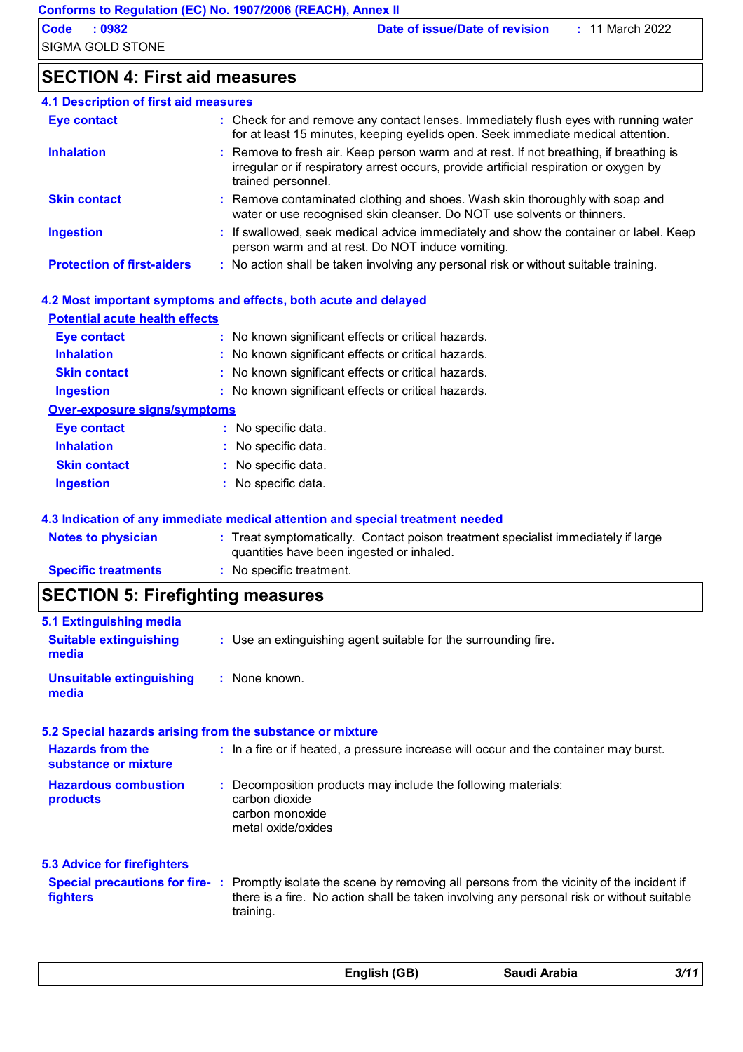## SECTION 4: First aid measures

### 4.1 Description of first aid measures

| | |
|---|---|
| **Eye contact** | Check for and remove any contact lenses. Immediately flush eyes with running water for at least 15 minutes, keeping eyelids open. Seek immediate medical attention. |
| **Inhalation** | Remove to fresh air. Keep person warm and at rest. If not breathing, if breathing is irregular or if respiratory arrest occurs, provide artificial respiration or oxygen by trained personnel. |
| **Skin contact** | Remove contaminated clothing and shoes. Wash skin thoroughly with soap and water or use recognised skin cleanser. Do NOT use solvents or thinners. |
| **Ingestion** | If swallowed, seek medical advice immediately and show the container or label. Keep person warm and at rest. Do NOT induce vomiting. |
| **Protection of first-aiders** | No action shall be taken involving any personal risk or without suitable training. |

### 4.2 Most important symptoms and effects, both acute and delayed

**Potential acute health effects**

| | |
|---|---|
| **Eye contact** | No known significant effects or critical hazards. |
| **Inhalation** | No known significant effects or critical hazards. |
| **Skin contact** | No known significant effects or critical hazards. |
| **Ingestion** | No known significant effects or critical hazards. |

**Over-exposure signs/symptoms**

| | |
|---|---|
| **Eye contact** | No specific data. |
| **Inhalation** | No specific data. |
| **Skin contact** | No specific data. |
| **Ingestion** | No specific data. |

### 4.3 Indication of any immediate medical attention and special treatment needed

| | |
|---|---|
| **Notes to physician** | Treat symptomatically. Contact poison treatment specialist immediately if large quantities have been ingested or inhaled. |
| **Specific treatments** | No specific treatment. |

## SECTION 5: Firefighting measures

### 5.1 Extinguishing media

| | |
|---|---|
| **Suitable extinguishing media** | Use an extinguishing agent suitable for the surrounding fire. |
| **Unsuitable extinguishing media** | None known. |

### 5.2 Special hazards arising from the substance or mixture

| | |
|---|---|
| **Hazards from the substance or mixture** | In a fire or if heated, a pressure increase will occur and the container may burst. |
| **Hazardous combustion products** | Decomposition products may include the following materials:<br>carbon dioxide<br>carbon monoxide<br>metal oxide/oxides |

### 5.3 Advice for firefighters

| | |
|---|---|
| **Special precautions for fire-fighters** | Promptly isolate the scene by removing all persons from the vicinity of the incident if there is a fire. No action shall be taken involving any personal risk or without suitable training. |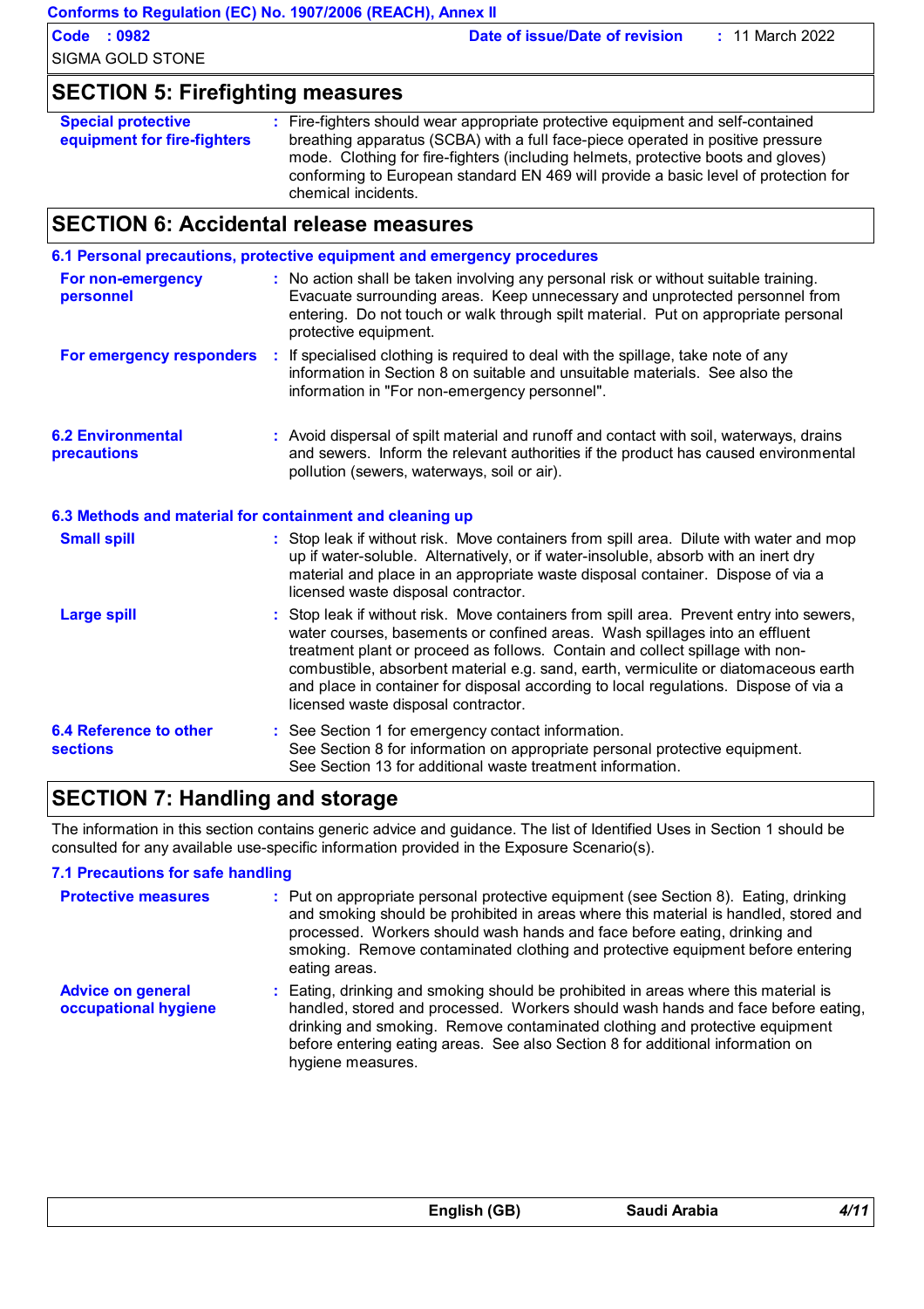## SECTION 5: Firefighting measures

| | |
|---|---|
| **Special protective equipment for fire-fighters** | Fire-fighters should wear appropriate protective equipment and self-contained breathing apparatus (SCBA) with a full face-piece operated in positive pressure mode. Clothing for fire-fighters (including helmets, protective boots and gloves) conforming to European standard EN 469 will provide a basic level of protection for chemical incidents. |

## SECTION 6: Accidental release measures

### 6.1 Personal precautions, protective equipment and emergency procedures

| | |
|---|---|
| **For non-emergency personnel** | No action shall be taken involving any personal risk or without suitable training. Evacuate surrounding areas. Keep unnecessary and unprotected personnel from entering. Do not touch or walk through spilt material. Put on appropriate personal protective equipment. |
| **For emergency responders** | If specialised clothing is required to deal with the spillage, take note of any information in Section 8 on suitable and unsuitable materials. See also the information in "For non-emergency personnel". |

| | |
|---|---|
| **6.2 Environmental precautions** | Avoid dispersal of spilt material and runoff and contact with soil, waterways, drains and sewers. Inform the relevant authorities if the product has caused environmental pollution (sewers, waterways, soil or air). |

### 6.3 Methods and material for containment and cleaning up

| | |
|---|---|
| **Small spill** | Stop leak if without risk. Move containers from spill area. Dilute with water and mop up if water-soluble. Alternatively, or if water-insoluble, absorb with an inert dry material and place in an appropriate waste disposal container. Dispose of via a licensed waste disposal contractor. |
| **Large spill** | Stop leak if without risk. Move containers from spill area. Prevent entry into sewers, water courses, basements or confined areas. Wash spillages into an effluent treatment plant or proceed as follows. Contain and collect spillage with non-combustible, absorbent material e.g. sand, earth, vermiculite or diatomaceous earth and place in container for disposal according to local regulations. Dispose of via a licensed waste disposal contractor. |

| | |
|---|---|
| **6.4 Reference to other sections** | See Section 1 for emergency contact information.<br>See Section 8 for information on appropriate personal protective equipment.<br>See Section 13 for additional waste treatment information. |

## SECTION 7: Handling and storage

The information in this section contains generic advice and guidance. The list of Identified Uses in Section 1 should be consulted for any available use-specific information provided in the Exposure Scenario(s).

### 7.1 Precautions for safe handling

| | |
|---|---|
| **Protective measures** | Put on appropriate personal protective equipment (see Section 8). Eating, drinking and smoking should be prohibited in areas where this material is handled, stored and processed. Workers should wash hands and face before eating, drinking and smoking. Remove contaminated clothing and protective equipment before entering eating areas. |
| **Advice on general occupational hygiene** | Eating, drinking and smoking should be prohibited in areas where this material is handled, stored and processed. Workers should wash hands and face before eating, drinking and smoking. Remove contaminated clothing and protective equipment before entering eating areas. See also Section 8 for additional information on hygiene measures. |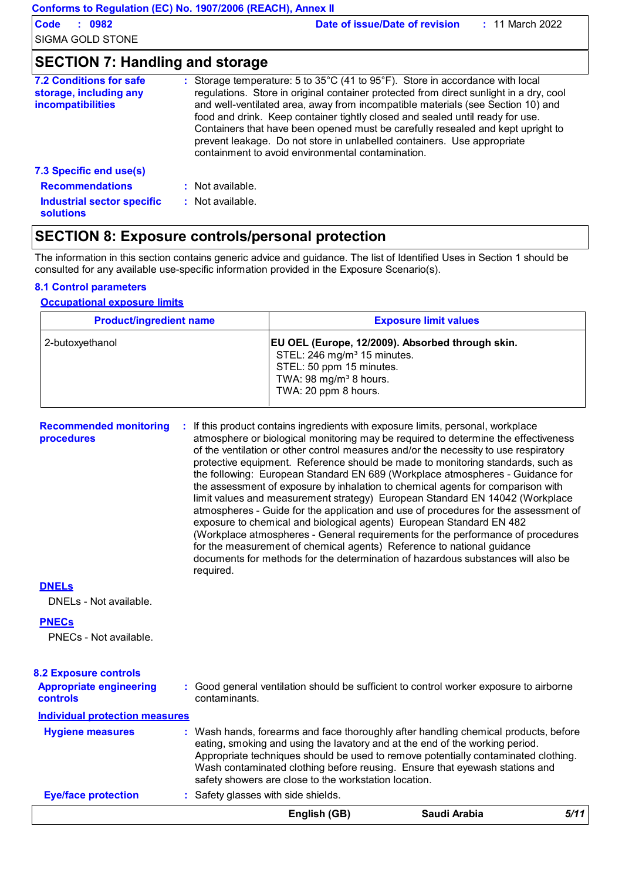## SECTION 7: Handling and storage

**7.2 Conditions for safe storage, including any incompatibilities** : Storage temperature: 5 to 35°C (41 to 95°F). Store in accordance with local regulations. Store in original container protected from direct sunlight in a dry, cool and well-ventilated area, away from incompatible materials (see Section 10) and food and drink. Keep container tightly closed and sealed until ready for use. Containers that have been opened must be carefully resealed and kept upright to prevent leakage. Do not store in unlabelled containers. Use appropriate containment to avoid environmental contamination.

**7.3 Specific end use(s)**

**Recommendations** : Not available.

**Industrial sector specific solutions** : Not available.

## SECTION 8: Exposure controls/personal protection

The information in this section contains generic advice and guidance. The list of Identified Uses in Section 1 should be consulted for any available use-specific information provided in the Exposure Scenario(s).

**8.1 Control parameters**

**Occupational exposure limits**

| Product/ingredient name | Exposure limit values |
|---|---|
| 2-butoxyethanol | **EU OEL (Europe, 12/2009). Absorbed through skin.**<br>STEL: 246 mg/m³ 15 minutes.<br>STEL: 50 ppm 15 minutes.<br>TWA: 98 mg/m³ 8 hours.<br>TWA: 20 ppm 8 hours. |

**Recommended monitoring procedures** : If this product contains ingredients with exposure limits, personal, workplace atmosphere or biological monitoring may be required to determine the effectiveness of the ventilation or other control measures and/or the necessity to use respiratory protective equipment. Reference should be made to monitoring standards, such as the following: European Standard EN 689 (Workplace atmospheres - Guidance for the assessment of exposure by inhalation to chemical agents for comparison with limit values and measurement strategy) European Standard EN 14042 (Workplace atmospheres - Guide for the application and use of procedures for the assessment of exposure to chemical and biological agents) European Standard EN 482 (Workplace atmospheres - General requirements for the performance of procedures for the measurement of chemical agents) Reference to national guidance documents for methods for the determination of hazardous substances will also be required.

**DNELs**

DNELs - Not available.

**PNECs**

PNECs - Not available.

**8.2 Exposure controls**

**Appropriate engineering controls** : Good general ventilation should be sufficient to control worker exposure to airborne contaminants.

**Individual protection measures**

**Hygiene measures** : Wash hands, forearms and face thoroughly after handling chemical products, before eating, smoking and using the lavatory and at the end of the working period. Appropriate techniques should be used to remove potentially contaminated clothing. Wash contaminated clothing before reusing. Ensure that eyewash stations and safety showers are close to the workstation location.

**Eye/face protection** : Safety glasses with side shields.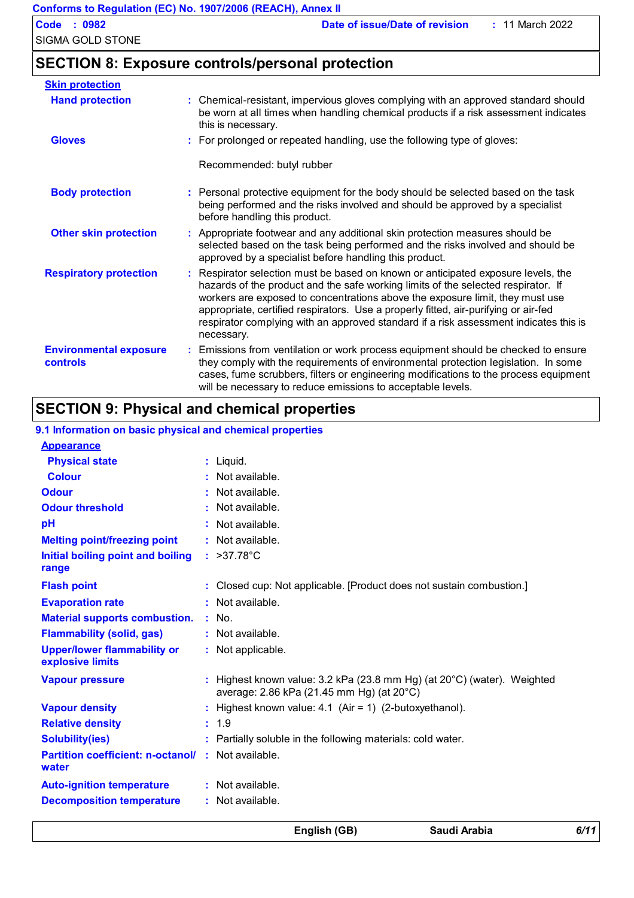## SECTION 8: Exposure controls/personal protection

**Skin protection**

| | |
|---|---|
| **Hand protection** | : Chemical-resistant, impervious gloves complying with an approved standard should be worn at all times when handling chemical products if a risk assessment indicates this is necessary. |
| **Gloves** | : For prolonged or repeated handling, use the following type of gloves:<br><br>Recommended: butyl rubber |
| **Body protection** | : Personal protective equipment for the body should be selected based on the task being performed and the risks involved and should be approved by a specialist before handling this product. |
| **Other skin protection** | : Appropriate footwear and any additional skin protection measures should be selected based on the task being performed and the risks involved and should be approved by a specialist before handling this product. |
| **Respiratory protection** | : Respirator selection must be based on known or anticipated exposure levels, the hazards of the product and the safe working limits of the selected respirator. If workers are exposed to concentrations above the exposure limit, they must use appropriate, certified respirators. Use a properly fitted, air-purifying or air-fed respirator complying with an approved standard if a risk assessment indicates this is necessary. |
| **Environmental exposure controls** | : Emissions from ventilation or work process equipment should be checked to ensure they comply with the requirements of environmental protection legislation. In some cases, fume scrubbers, filters or engineering modifications to the process equipment will be necessary to reduce emissions to acceptable levels. |

## SECTION 9: Physical and chemical properties

### 9.1 Information on basic physical and chemical properties

**Appearance**

| | |
|---|---|
| **Physical state** | : Liquid. |
| **Colour** | : Not available. |
| **Odour** | : Not available. |
| **Odour threshold** | : Not available. |
| **pH** | : Not available. |
| **Melting point/freezing point** | : Not available. |
| **Initial boiling point and boiling range** | : >37.78°C |
| **Flash point** | : Closed cup: Not applicable. [Product does not sustain combustion.] |
| **Evaporation rate** | : Not available. |
| **Material supports combustion.** | : No. |
| **Flammability (solid, gas)** | : Not available. |
| **Upper/lower flammability or explosive limits** | : Not applicable. |
| **Vapour pressure** | : Highest known value: 3.2 kPa (23.8 mm Hg) (at 20°C) (water). Weighted average: 2.86 kPa (21.45 mm Hg) (at 20°C) |
| **Vapour density** | : Highest known value: 4.1 (Air = 1) (2-butoxyethanol). |
| **Relative density** | : 1.9 |
| **Solubility(ies)** | : Partially soluble in the following materials: cold water. |
| **Partition coefficient: n-octanol/ water** | : Not available. |
| **Auto-ignition temperature** | : Not available. |
| **Decomposition temperature** | : Not available. |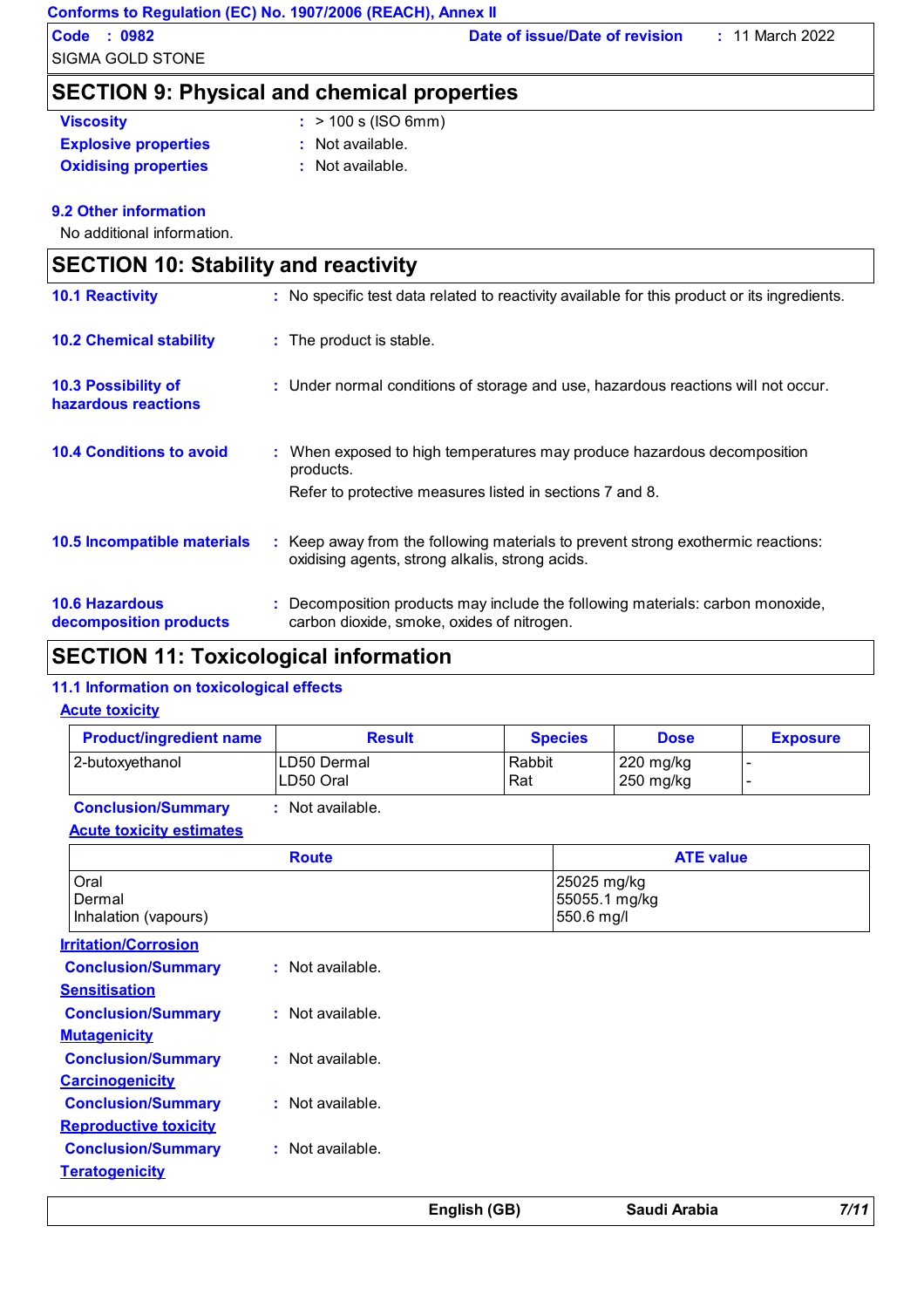## SECTION 9: Physical and chemical properties

**Viscosity** : > 100 s (ISO 6mm)

**Explosive properties** : Not available.

**Oxidising properties** : Not available.

### 9.2 Other information

No additional information.

## SECTION 10: Stability and reactivity

**10.1 Reactivity** : No specific test data related to reactivity available for this product or its ingredients.

**10.2 Chemical stability** : The product is stable.

**10.3 Possibility of hazardous reactions** : Under normal conditions of storage and use, hazardous reactions will not occur.

**10.4 Conditions to avoid** : When exposed to high temperatures may produce hazardous decomposition products.

Refer to protective measures listed in sections 7 and 8.

**10.5 Incompatible materials** : Keep away from the following materials to prevent strong exothermic reactions: oxidising agents, strong alkalis, strong acids.

**10.6 Hazardous decomposition products** : Decomposition products may include the following materials: carbon monoxide, carbon dioxide, smoke, oxides of nitrogen.

## SECTION 11: Toxicological information

### 11.1 Information on toxicological effects

**Acute toxicity**

| Product/ingredient name | Result | Species | Dose | Exposure |
|---|---|---|---|---|
| 2-butoxyethanol | LD50 Dermal<br>LD50 Oral | Rabbit<br>Rat | 220 mg/kg<br>250 mg/kg | -<br>- |

**Conclusion/Summary** : Not available.

**Acute toxicity estimates**

| Route | ATE value |
|---|---|
| Oral | 25025 mg/kg |
| Dermal | 55055.1 mg/kg |
| Inhalation (vapours) | 550.6 mg/l |

**Irritation/Corrosion**

**Conclusion/Summary** : Not available.

**Sensitisation**

**Conclusion/Summary** : Not available.

**Mutagenicity**

**Conclusion/Summary** : Not available.

**Carcinogenicity**

**Conclusion/Summary** : Not available.

**Reproductive toxicity**

**Conclusion/Summary** : Not available.

**Teratogenicity**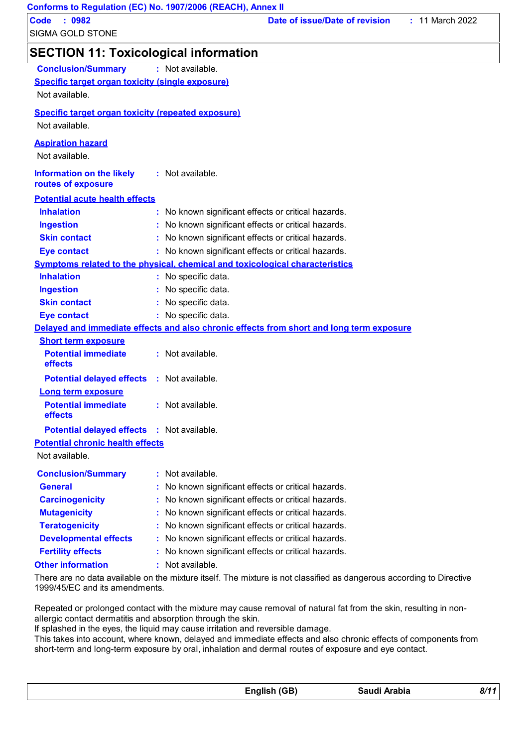## SECTION 11: Toxicological information

**Conclusion/Summary** : Not available.

**Specific target organ toxicity (single exposure)**

Not available.

**Specific target organ toxicity (repeated exposure)**

Not available.

**Aspiration hazard**

Not available.

**Information on the likely routes of exposure** : Not available.

**Potential acute health effects**

**Inhalation** : No known significant effects or critical hazards.
**Ingestion** : No known significant effects or critical hazards.
**Skin contact** : No known significant effects or critical hazards.
**Eye contact** : No known significant effects or critical hazards.

**Symptoms related to the physical, chemical and toxicological characteristics**

**Inhalation** : No specific data.
**Ingestion** : No specific data.
**Skin contact** : No specific data.
**Eye contact** : No specific data.

**Delayed and immediate effects and also chronic effects from short and long term exposure**

**Short term exposure**

**Potential immediate effects** : Not available.
**Potential delayed effects** : Not available.

**Long term exposure**

**Potential immediate effects** : Not available.
**Potential delayed effects** : Not available.

**Potential chronic health effects**

Not available.

**Conclusion/Summary** : Not available.
**General** : No known significant effects or critical hazards.
**Carcinogenicity** : No known significant effects or critical hazards.
**Mutagenicity** : No known significant effects or critical hazards.
**Teratogenicity** : No known significant effects or critical hazards.
**Developmental effects** : No known significant effects or critical hazards.
**Fertility effects** : No known significant effects or critical hazards.

**Other information** : Not available.

There are no data available on the mixture itself. The mixture is not classified as dangerous according to Directive 1999/45/EC and its amendments.

Repeated or prolonged contact with the mixture may cause removal of natural fat from the skin, resulting in non-allergic contact dermatitis and absorption through the skin.
If splashed in the eyes, the liquid may cause irritation and reversible damage.
This takes into account, where known, delayed and immediate effects and also chronic effects of components from short-term and long-term exposure by oral, inhalation and dermal routes of exposure and eye contact.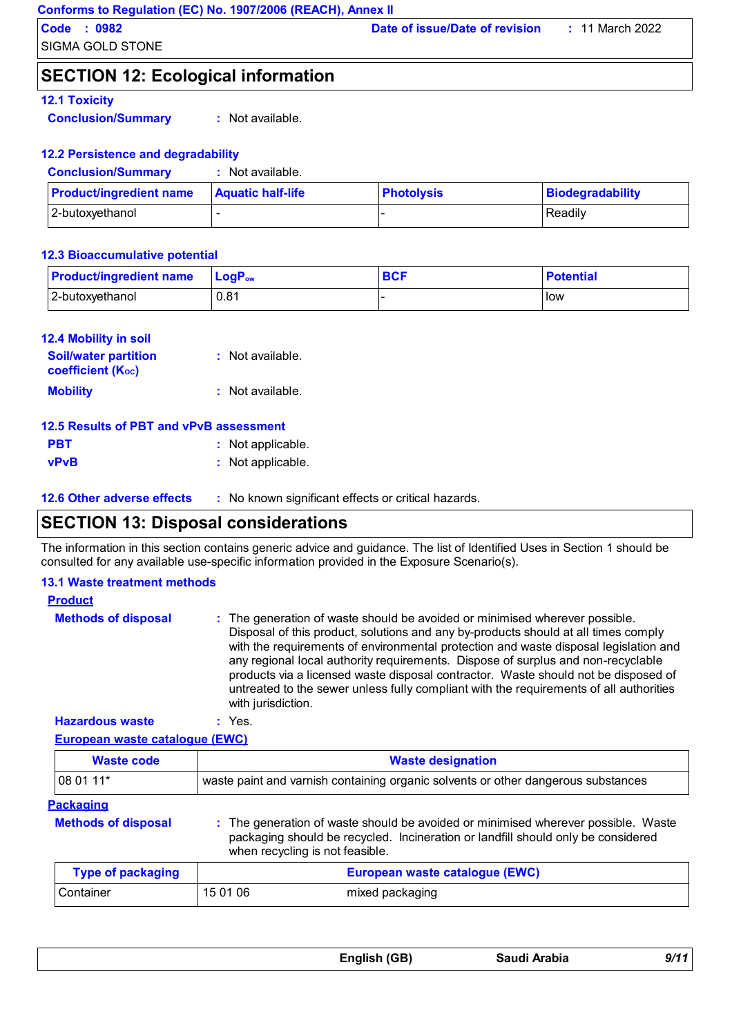## SECTION 12: Ecological information

### 12.1 Toxicity

**Conclusion/Summary** : Not available.

### 12.2 Persistence and degradability

**Conclusion/Summary** : Not available.

| Product/ingredient name | Aquatic half-life | Photolysis | Biodegradability |
|---|---|---|---|
| 2-butoxyethanol | - | - | Readily |

### 12.3 Bioaccumulative potential

| Product/ingredient name | $LogP_{ow}$ | BCF | Potential |
|---|---|---|---|
| 2-butoxyethanol | 0.81 | - | low |

### 12.4 Mobility in soil

**Soil/water partition coefficient ($K_{OC}$)** : Not available.

**Mobility** : Not available.

### 12.5 Results of PBT and vPvB assessment

**PBT** : Not applicable.

**vPvB** : Not applicable.

### 12.6 Other adverse effects

: No known significant effects or critical hazards.

## SECTION 13: Disposal considerations

The information in this section contains generic advice and guidance. The list of Identified Uses in Section 1 should be consulted for any available use-specific information provided in the Exposure Scenario(s).

### 13.1 Waste treatment methods

**Product**

**Methods of disposal** : The generation of waste should be avoided or minimised wherever possible. Disposal of this product, solutions and any by-products should at all times comply with the requirements of environmental protection and waste disposal legislation and any regional local authority requirements. Dispose of surplus and non-recyclable products via a licensed waste disposal contractor. Waste should not be disposed of untreated to the sewer unless fully compliant with the requirements of all authorities with jurisdiction.

**Hazardous waste** : Yes.

**European waste catalogue (EWC)**

| Waste code | Waste designation |
|---|---|
| 08 01 11* | waste paint and varnish containing organic solvents or other dangerous substances |

**Packaging**

**Methods of disposal** : The generation of waste should be avoided or minimised wherever possible. Waste packaging should be recycled. Incineration or landfill should only be considered when recycling is not feasible.

| Type of packaging | European waste catalogue (EWC) | |
|---|---|---|
| Container | 15 01 06 | mixed packaging |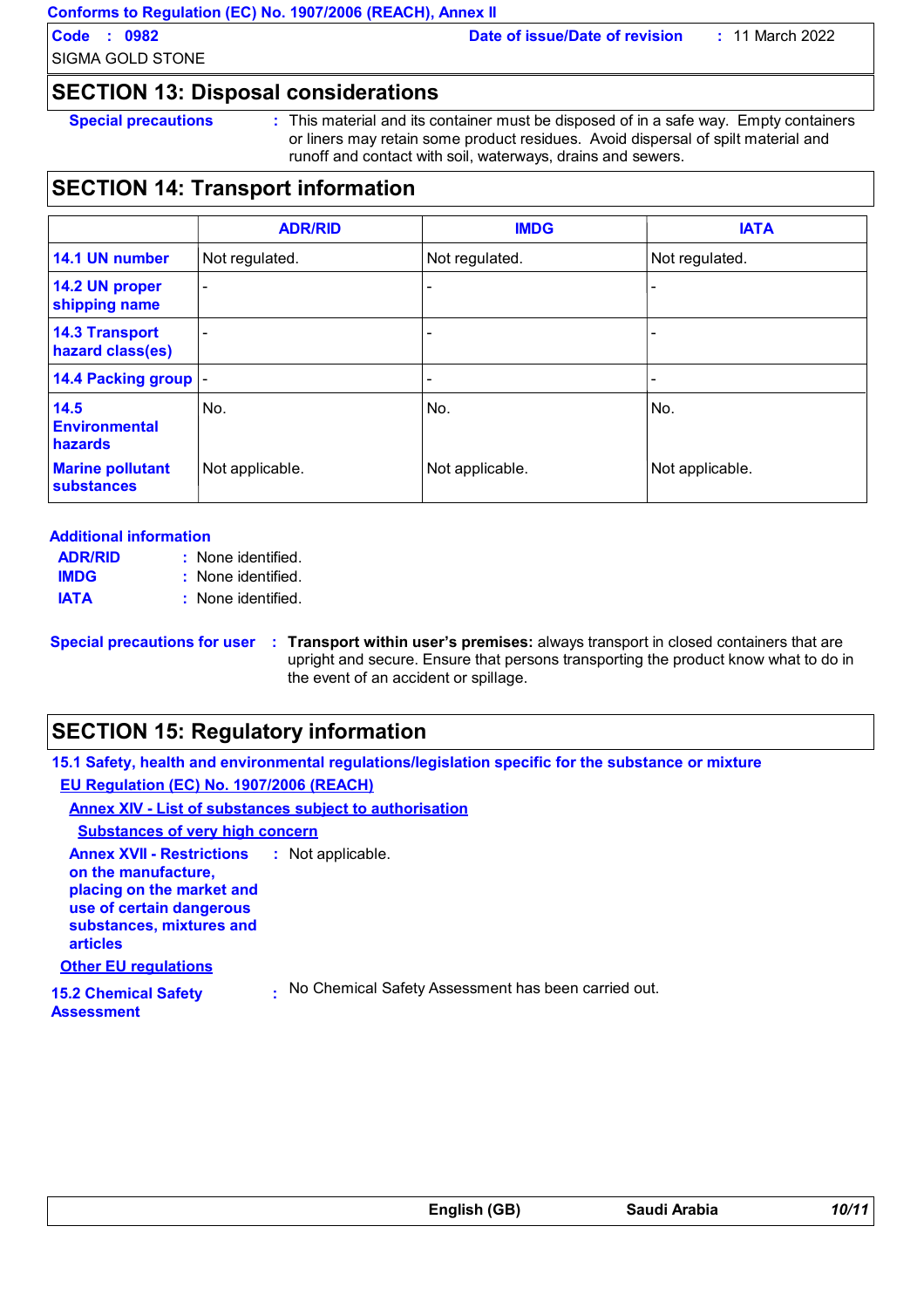## SECTION 13: Disposal considerations

**Special precautions** : This material and its container must be disposed of in a safe way. Empty containers or liners may retain some product residues. Avoid dispersal of spilt material and runoff and contact with soil, waterways, drains and sewers.

## SECTION 14: Transport information

| | ADR/RID | IMDG | IATA |
|---|---|---|---|
| **14.1 UN number** | Not regulated. | Not regulated. | Not regulated. |
| **14.2 UN proper shipping name** | - | - | - |
| **14.3 Transport hazard class(es)** | - | - | - |
| **14.4 Packing group** | - | - | - |
| **14.5 Environmental hazards** | No. | No. | No. |
| **Marine pollutant substances** | Not applicable. | Not applicable. | Not applicable. |

**Additional information**

**ADR/RID** : None identified.
**IMDG** : None identified.
**IATA** : None identified.

**Special precautions for user** : **Transport within user's premises:** always transport in closed containers that are upright and secure. Ensure that persons transporting the product know what to do in the event of an accident or spillage.

## SECTION 15: Regulatory information

**15.1 Safety, health and environmental regulations/legislation specific for the substance or mixture**

**EU Regulation (EC) No. 1907/2006 (REACH)**

**Annex XIV - List of substances subject to authorisation**

**Substances of very high concern**

**Annex XVII - Restrictions on the manufacture, placing on the market and use of certain dangerous substances, mixtures and articles** : Not applicable.

**Other EU regulations**

**15.2 Chemical Safety Assessment** : No Chemical Safety Assessment has been carried out.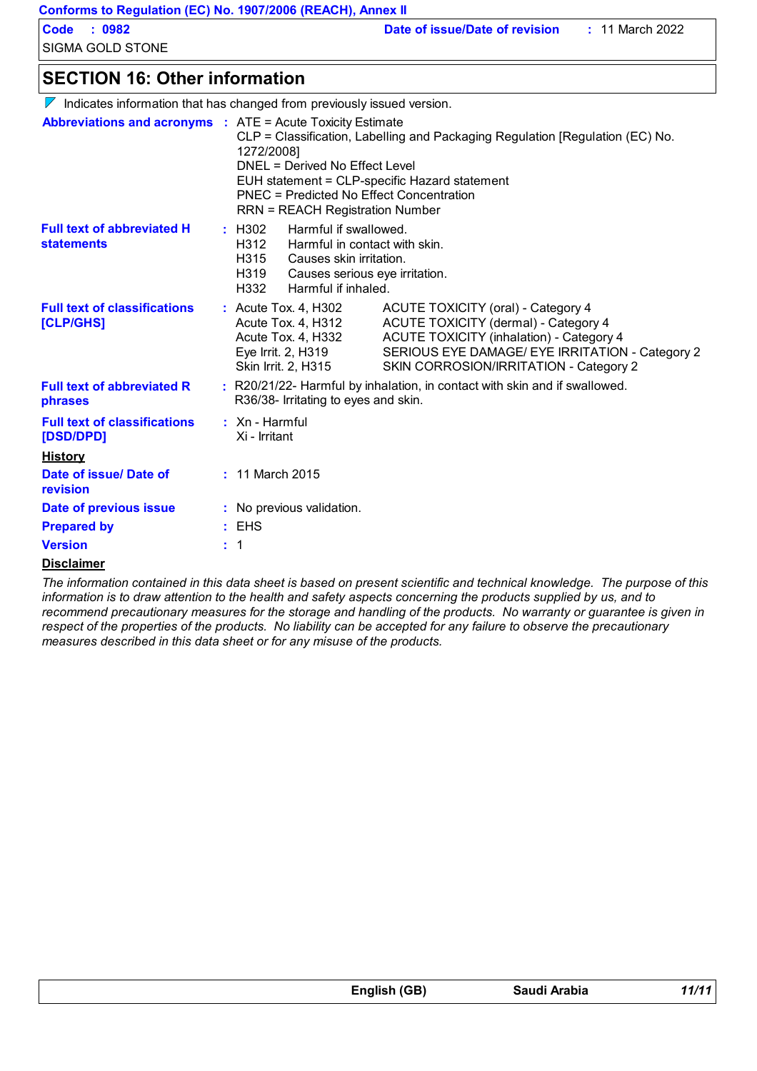## SECTION 16: Other information

Indicates information that has changed from previously issued version.

**Abbreviations and acronyms** : ATE = Acute Toxicity Estimate
CLP = Classification, Labelling and Packaging Regulation [Regulation (EC) No. 1272/2008]
DNEL = Derived No Effect Level
EUH statement = CLP-specific Hazard statement
PNEC = Predicted No Effect Concentration
RRN = REACH Registration Number

**Full text of abbreviated H statements** :

| | |
|---|---|
| H302 | Harmful if swallowed. |
| H312 | Harmful in contact with skin. |
| H315 | Causes skin irritation. |
| H319 | Causes serious eye irritation. |
| H332 | Harmful if inhaled. |

**Full text of classifications [CLP/GHS]** :

| | |
|---|---|
| Acute Tox. 4, H302 | ACUTE TOXICITY (oral) - Category 4 |
| Acute Tox. 4, H312 | ACUTE TOXICITY (dermal) - Category 4 |
| Acute Tox. 4, H332 | ACUTE TOXICITY (inhalation) - Category 4 |
| Eye Irrit. 2, H319 | SERIOUS EYE DAMAGE/ EYE IRRITATION - Category 2 |
| Skin Irrit. 2, H315 | SKIN CORROSION/IRRITATION - Category 2 |

**Full text of abbreviated R phrases** : R20/21/22- Harmful by inhalation, in contact with skin and if swallowed.
R36/38- Irritating to eyes and skin.

**Full text of classifications [DSD/DPD]** : Xn - Harmful
Xi - Irritant

**History**

**Date of issue/ Date of revision** : 11 March 2015

**Date of previous issue** : No previous validation.

**Prepared by** : EHS

**Version** : 1

**Disclaimer**

*The information contained in this data sheet is based on present scientific and technical knowledge. The purpose of this information is to draw attention to the health and safety aspects concerning the products supplied by us, and to recommend precautionary measures for the storage and handling of the products. No warranty or guarantee is given in respect of the properties of the products. No liability can be accepted for any failure to observe the precautionary measures described in this data sheet or for any misuse of the products.*